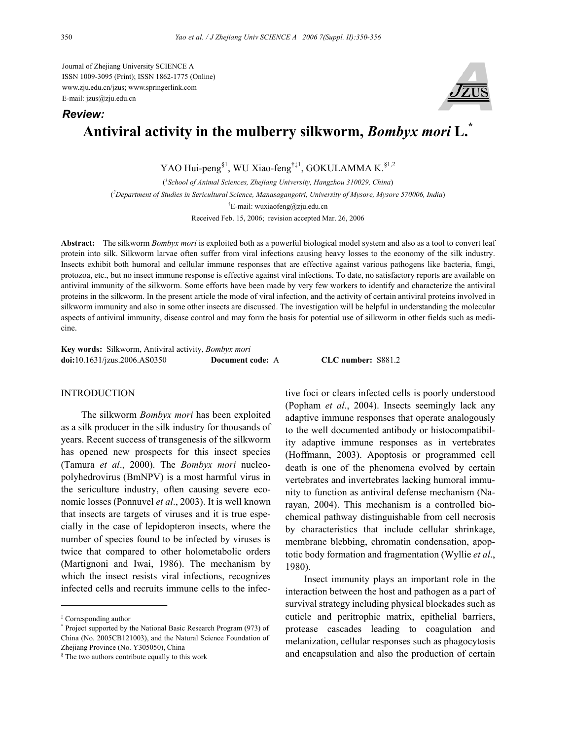Journal of Zhejiang University SCIENCE A
ISSN 1009-3095 (Print); ISSN 1862-1775 (Online)
www.zju.edu.cn/jzus; www.springerlink.com
E-mail: jzus@zju.edu.cn

***Review:***

# Antiviral activity in the mulberry silkworm, *Bombyx mori* L.[*]

YAO Hui-peng[§1], WU Xiao-feng[†‡1], GOKULAMMA K.[§1,2]

([1]*School of Animal Sciences, Zhejiang University, Hangzhou 310029, China*)

([2]*Department of Studies in Sericultural Science, Manasagangotri, University of Mysore, Mysore 570006, India*)

[†]E-mail: wuxiaofeng@zju.edu.cn

Received Feb. 15, 2006; revision accepted Mar. 26, 2006

**Abstract:** The silkworm *Bombyx mori* is exploited both as a powerful biological model system and also as a tool to convert leaf protein into silk. Silkworm larvae often suffer from viral infections causing heavy losses to the economy of the silk industry. Insects exhibit both humoral and cellular immune responses that are effective against various pathogens like bacteria, fungi, protozoa, etc., but no insect immune response is effective against viral infections. To date, no satisfactory reports are available on antiviral immunity of the silkworm. Some efforts have been made by very few workers to identify and characterize the antiviral proteins in the silkworm. In the present article the mode of viral infection, and the activity of certain antiviral proteins involved in silkworm immunity and also in some other insects are discussed. The investigation will be helpful in understanding the molecular aspects of antiviral immunity, disease control and may form the basis for potential use of silkworm in other fields such as medicine.

**Key words:** Silkworm, Antiviral activity, *Bombyx mori*
**doi:**10.1631/jzus.2006.AS0350 **Document code:** A **CLC number:** S881.2

## INTRODUCTION

The silkworm *Bombyx mori* has been exploited as a silk producer in the silk industry for thousands of years. Recent success of transgenesis of the silkworm has opened new prospects for this insect species (Tamura *et al*., 2000). The *Bombyx mori* nucleopolyhedrovirus (BmNPV) is a most harmful virus in the sericulture industry, often causing severe economic losses (Ponnuvel *et al*., 2003). It is well known that insects are targets of viruses and it is true especially in the case of lepidopteron insects, where the number of species found to be infected by viruses is twice that compared to other holometabolic orders (Martignoni and Iwai, 1986). The mechanism by which the insect resists viral infections, recognizes infected cells and recruits immune cells to the infective foci or clears infected cells is poorly understood (Popham *et al*., 2004). Insects seemingly lack any adaptive immune responses that operate analogously to the well documented antibody or histocompatibility adaptive immune responses as in vertebrates (Hoffmann, 2003). Apoptosis or programmed cell death is one of the phenomena evolved by certain vertebrates and invertebrates lacking humoral immunity to function as antiviral defense mechanism (Narayan, 2004). This mechanism is a controlled biochemical pathway distinguishable from cell necrosis by characteristics that include cellular shrinkage, membrane blebbing, chromatin condensation, apoptotic body formation and fragmentation (Wyllie *et al*., 1980).

Insect immunity plays an important role in the interaction between the host and pathogen as a part of survival strategy including physical blockades such as cuticle and peritrophic matrix, epithelial barriers, protease cascades leading to coagulation and melanization, cellular responses such as phagocytosis and encapsulation and also the production of certain

---

[‡] Corresponding author

[*] Project supported by the National Basic Research Program (973) of China (No. 2005CB121003), and the Natural Science Foundation of Zhejiang Province (No. Y305050), China

[§] The two authors contribute equally to this work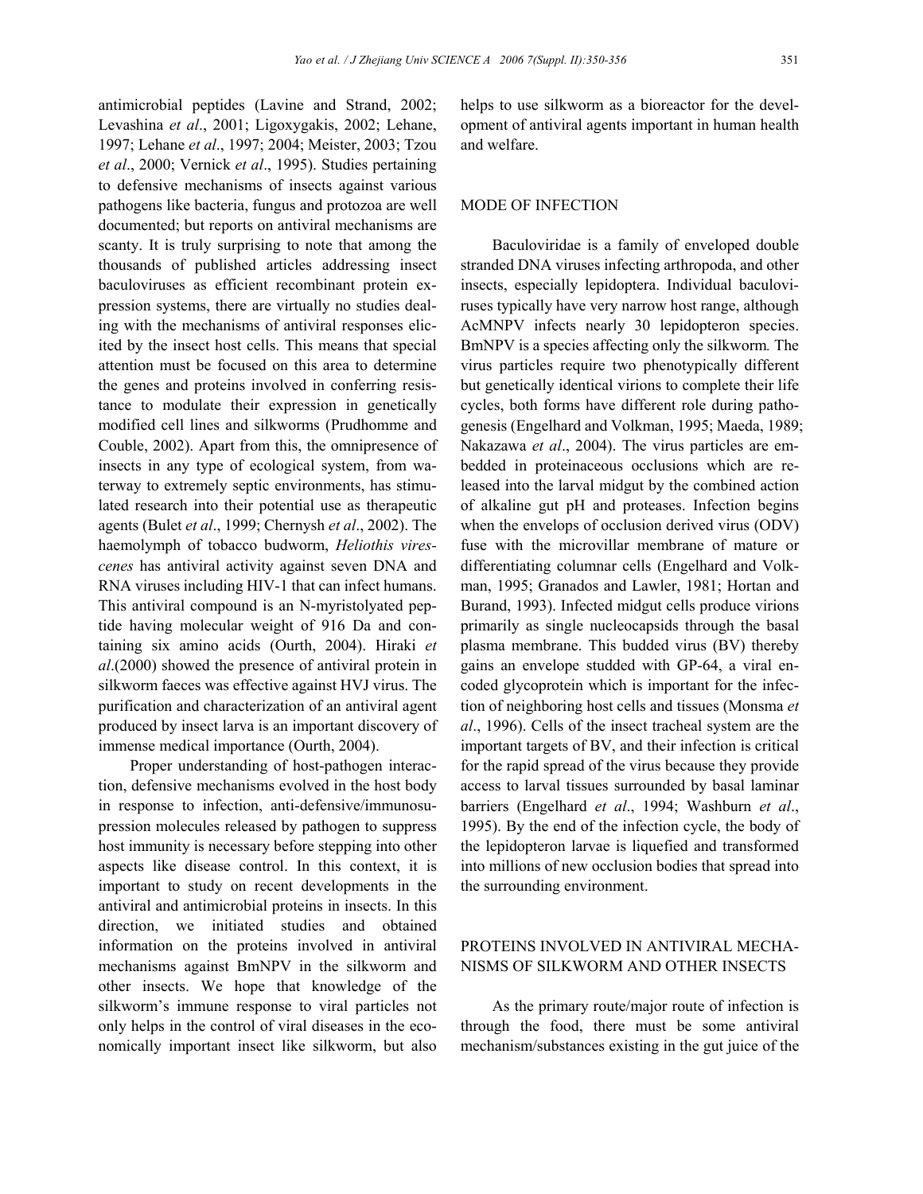antimicrobial peptides (Lavine and Strand, 2002; Levashina *et al*., 2001; Ligoxygakis, 2002; Lehane, 1997; Lehane *et al*., 1997; 2004; Meister, 2003; Tzou *et al*., 2000; Vernick *et al*., 1995). Studies pertaining to defensive mechanisms of insects against various pathogens like bacteria, fungus and protozoa are well documented; but reports on antiviral mechanisms are scanty. It is truly surprising to note that among the thousands of published articles addressing insect baculoviruses as efficient recombinant protein expression systems, there are virtually no studies dealing with the mechanisms of antiviral responses elicited by the insect host cells. This means that special attention must be focused on this area to determine the genes and proteins involved in conferring resistance to modulate their expression in genetically modified cell lines and silkworms (Prudhomme and Couble, 2002). Apart from this, the omnipresence of insects in any type of ecological system, from waterway to extremely septic environments, has stimulated research into their potential use as therapeutic agents (Bulet *et al*., 1999; Chernysh *et al*., 2002). The haemolymph of tobacco budworm, *Heliothis virescenes* has antiviral activity against seven DNA and RNA viruses including HIV-1 that can infect humans. This antiviral compound is an N-myristolyated peptide having molecular weight of 916 Da and containing six amino acids (Ourth, 2004). Hiraki *et al*.(2000) showed the presence of antiviral protein in silkworm faeces was effective against HVJ virus. The purification and characterization of an antiviral agent produced by insect larva is an important discovery of immense medical importance (Ourth, 2004).

Proper understanding of host-pathogen interaction, defensive mechanisms evolved in the host body in response to infection, anti-defensive/immunosuppression molecules released by pathogen to suppress host immunity is necessary before stepping into other aspects like disease control. In this context, it is important to study on recent developments in the antiviral and antimicrobial proteins in insects. In this direction, we initiated studies and obtained information on the proteins involved in antiviral mechanisms against BmNPV in the silkworm and other insects. We hope that knowledge of the silkworm's immune response to viral particles not only helps in the control of viral diseases in the economically important insect like silkworm, but also helps to use silkworm as a bioreactor for the development of antiviral agents important in human health and welfare.

## MODE OF INFECTION

Baculoviridae is a family of enveloped double stranded DNA viruses infecting arthropoda, and other insects, especially lepidoptera. Individual baculoviruses typically have very narrow host range, although AcMNPV infects nearly 30 lepidopteron species. BmNPV is a species affecting only the silkworm. The virus particles require two phenotypically different but genetically identical virions to complete their life cycles, both forms have different role during pathogenesis (Engelhard and Volkman, 1995; Maeda, 1989; Nakazawa *et al*., 2004). The virus particles are embedded in proteinaceous occlusions which are released into the larval midgut by the combined action of alkaline gut pH and proteases. Infection begins when the envelops of occlusion derived virus (ODV) fuse with the microvillar membrane of mature or differentiating columnar cells (Engelhard and Volkman, 1995; Granados and Lawler, 1981; Hortan and Burand, 1993). Infected midgut cells produce virions primarily as single nucleocapsids through the basal plasma membrane. This budded virus (BV) thereby gains an envelope studded with GP-64, a viral encoded glycoprotein which is important for the infection of neighboring host cells and tissues (Monsma *et al*., 1996). Cells of the insect tracheal system are the important targets of BV, and their infection is critical for the rapid spread of the virus because they provide access to larval tissues surrounded by basal laminar barriers (Engelhard *et al*., 1994; Washburn *et al*., 1995). By the end of the infection cycle, the body of the lepidopteron larvae is liquefied and transformed into millions of new occlusion bodies that spread into the surrounding environment.

## PROTEINS INVOLVED IN ANTIVIRAL MECHANISMS OF SILKWORM AND OTHER INSECTS

As the primary route/major route of infection is through the food, there must be some antiviral mechanism/substances existing in the gut juice of the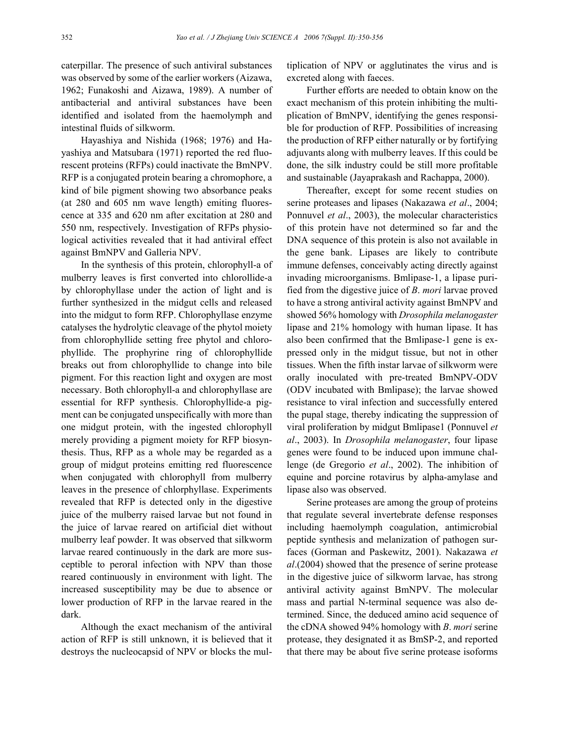caterpillar. The presence of such antiviral substances was observed by some of the earlier workers (Aizawa, 1962; Funakoshi and Aizawa, 1989). A number of antibacterial and antiviral substances have been identified and isolated from the haemolymph and intestinal fluids of silkworm.

Hayashiya and Nishida (1968; 1976) and Hayashiya and Matsubara (1971) reported the red fluorescent proteins (RFPs) could inactivate the BmNPV. RFP is a conjugated protein bearing a chromophore, a kind of bile pigment showing two absorbance peaks (at 280 and 605 nm wave length) emiting fluorescence at 335 and 620 nm after excitation at 280 and 550 nm, respectively. Investigation of RFPs physiological activities revealed that it had antiviral effect against BmNPV and Galleria NPV.

In the synthesis of this protein, chlorophyll-a of mulberry leaves is first converted into chlorollide-a by chlorophyllase under the action of light and is further synthesized in the midgut cells and released into the midgut to form RFP. Chlorophyllase enzyme catalyses the hydrolytic cleavage of the phytol moiety from chlorophyllide setting free phytol and chlorophyllide. The prophyrine ring of chlorophyllide breaks out from chlorophyllide to change into bile pigment. For this reaction light and oxygen are most necessary. Both chlorophyll-a and chlorophyllase are essential for RFP synthesis. Chlorophyllide-a pigment can be conjugated unspecifically with more than one midgut protein, with the ingested chlorophyll merely providing a pigment moiety for RFP biosynthesis. Thus, RFP as a whole may be regarded as a group of midgut proteins emitting red fluorescence when conjugated with chlorophyll from mulberry leaves in the presence of chlorphyllase. Experiments revealed that RFP is detected only in the digestive juice of the mulberry raised larvae but not found in the juice of larvae reared on artificial diet without mulberry leaf powder. It was observed that silkworm larvae reared continuously in the dark are more susceptible to peroral infection with NPV than those reared continuously in environment with light. The increased susceptibility may be due to absence or lower production of RFP in the larvae reared in the dark.

Although the exact mechanism of the antiviral action of RFP is still unknown, it is believed that it destroys the nucleocapsid of NPV or blocks the multiplication of NPV or agglutinates the virus and is excreted along with faeces.

Further efforts are needed to obtain know on the exact mechanism of this protein inhibiting the multiplication of BmNPV, identifying the genes responsible for production of RFP. Possibilities of increasing the production of RFP either naturally or by fortifying adjuvants along with mulberry leaves. If this could be done, the silk industry could be still more profitable and sustainable (Jayaprakash and Rachappa, 2000).

Thereafter, except for some recent studies on serine proteases and lipases (Nakazawa *et al*., 2004; Ponnuvel *et al*., 2003), the molecular characteristics of this protein have not determined so far and the DNA sequence of this protein is also not available in the gene bank. Lipases are likely to contribute immune defenses, conceivably acting directly against invading microorganisms. Bmlipase-1, a lipase purified from the digestive juice of *B*. *mori* larvae proved to have a strong antiviral activity against BmNPV and showed 56% homology with *Drosophila melanogaster* lipase and 21% homology with human lipase. It has also been confirmed that the Bmlipase-1 gene is expressed only in the midgut tissue, but not in other tissues. When the fifth instar larvae of silkworm were orally inoculated with pre-treated BmNPV-ODV (ODV incubated with Bmlipase); the larvae showed resistance to viral infection and successfully entered the pupal stage, thereby indicating the suppression of viral proliferation by midgut Bmlipase1 (Ponnuvel *et al*., 2003). In *Drosophila melanogaster*, four lipase genes were found to be induced upon immune challenge (de Gregorio *et al*., 2002). The inhibition of equine and porcine rotavirus by alpha-amylase and lipase also was observed.

Serine proteases are among the group of proteins that regulate several invertebrate defense responses including haemolymph coagulation, antimicrobial peptide synthesis and melanization of pathogen surfaces (Gorman and Paskewitz, 2001). Nakazawa *et al*.(2004) showed that the presence of serine protease in the digestive juice of silkworm larvae, has strong antiviral activity against BmNPV. The molecular mass and partial N-terminal sequence was also determined. Since, the deduced amino acid sequence of the cDNA showed 94% homology with *B*. *mori* serine protease, they designated it as BmSP-2, and reported that there may be about five serine protease isoforms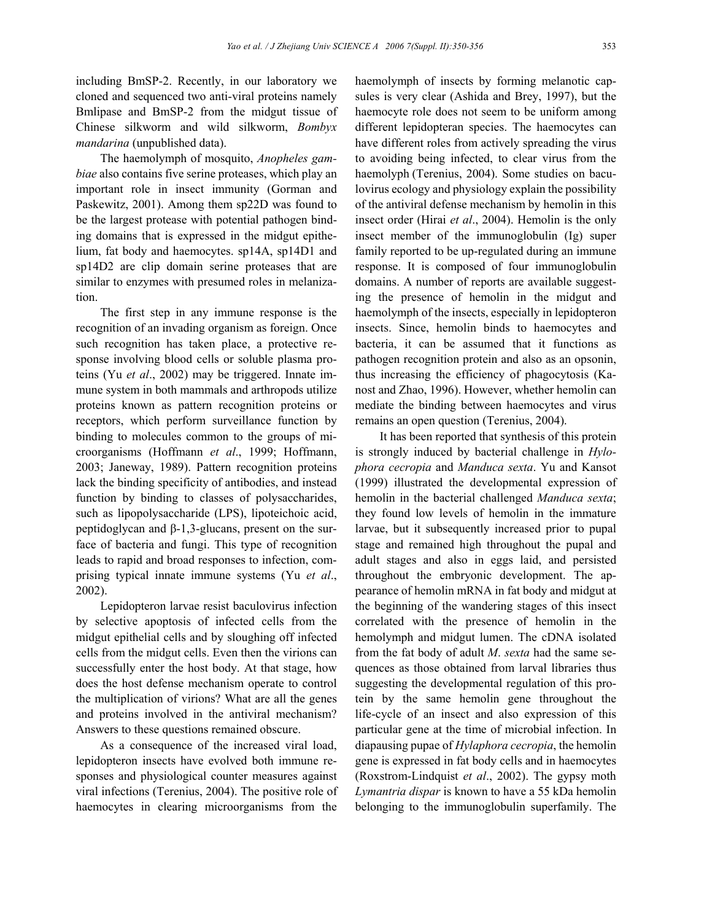including BmSP-2. Recently, in our laboratory we cloned and sequenced two anti-viral proteins namely Bmlipase and BmSP-2 from the midgut tissue of Chinese silkworm and wild silkworm, *Bombyx mandarina* (unpublished data).

The haemolymph of mosquito, *Anopheles gambiae* also contains five serine proteases, which play an important role in insect immunity (Gorman and Paskewitz, 2001). Among them sp22D was found to be the largest protease with potential pathogen binding domains that is expressed in the midgut epithelium, fat body and haemocytes. sp14A, sp14D1 and sp14D2 are clip domain serine proteases that are similar to enzymes with presumed roles in melanization.

The first step in any immune response is the recognition of an invading organism as foreign. Once such recognition has taken place, a protective response involving blood cells or soluble plasma proteins (Yu *et al*., 2002) may be triggered. Innate immune system in both mammals and arthropods utilize proteins known as pattern recognition proteins or receptors, which perform surveillance function by binding to molecules common to the groups of microorganisms (Hoffmann *et al*., 1999; Hoffmann, 2003; Janeway, 1989). Pattern recognition proteins lack the binding specificity of antibodies, and instead function by binding to classes of polysaccharides, such as lipopolysaccharide (LPS), lipoteichoic acid, peptidoglycan and β-1,3-glucans, present on the surface of bacteria and fungi. This type of recognition leads to rapid and broad responses to infection, comprising typical innate immune systems (Yu *et al*., 2002).

Lepidopteron larvae resist baculovirus infection by selective apoptosis of infected cells from the midgut epithelial cells and by sloughing off infected cells from the midgut cells. Even then the virions can successfully enter the host body. At that stage, how does the host defense mechanism operate to control the multiplication of virions? What are all the genes and proteins involved in the antiviral mechanism? Answers to these questions remained obscure.

As a consequence of the increased viral load, lepidopteron insects have evolved both immune responses and physiological counter measures against viral infections (Terenius, 2004). The positive role of haemocytes in clearing microorganisms from the haemolymph of insects by forming melanotic capsules is very clear (Ashida and Brey, 1997), but the haemocyte role does not seem to be uniform among different lepidopteran species. The haemocytes can have different roles from actively spreading the virus to avoiding being infected, to clear virus from the haemolyph (Terenius, 2004). Some studies on baculovirus ecology and physiology explain the possibility of the antiviral defense mechanism by hemolin in this insect order (Hirai *et al*., 2004). Hemolin is the only insect member of the immunoglobulin (Ig) super family reported to be up-regulated during an immune response. It is composed of four immunoglobulin domains. A number of reports are available suggesting the presence of hemolin in the midgut and haemolymph of the insects, especially in lepidopteron insects. Since, hemolin binds to haemocytes and bacteria, it can be assumed that it functions as pathogen recognition protein and also as an opsonin, thus increasing the efficiency of phagocytosis (Kanost and Zhao, 1996). However, whether hemolin can mediate the binding between haemocytes and virus remains an open question (Terenius, 2004).

It has been reported that synthesis of this protein is strongly induced by bacterial challenge in *Hylophora cecropia* and *Manduca sexta*. Yu and Kansot (1999) illustrated the developmental expression of hemolin in the bacterial challenged *Manduca sexta*; they found low levels of hemolin in the immature larvae, but it subsequently increased prior to pupal stage and remained high throughout the pupal and adult stages and also in eggs laid, and persisted throughout the embryonic development. The appearance of hemolin mRNA in fat body and midgut at the beginning of the wandering stages of this insect correlated with the presence of hemolin in the hemolymph and midgut lumen. The cDNA isolated from the fat body of adult *M*. *sexta* had the same sequences as those obtained from larval libraries thus suggesting the developmental regulation of this protein by the same hemolin gene throughout the life-cycle of an insect and also expression of this particular gene at the time of microbial infection. In diapausing pupae of *Hylaphora cecropia*, the hemolin gene is expressed in fat body cells and in haemocytes (Roxstrom-Lindquist *et al*., 2002). The gypsy moth *Lymantria dispar* is known to have a 55 kDa hemolin belonging to the immunoglobulin superfamily. The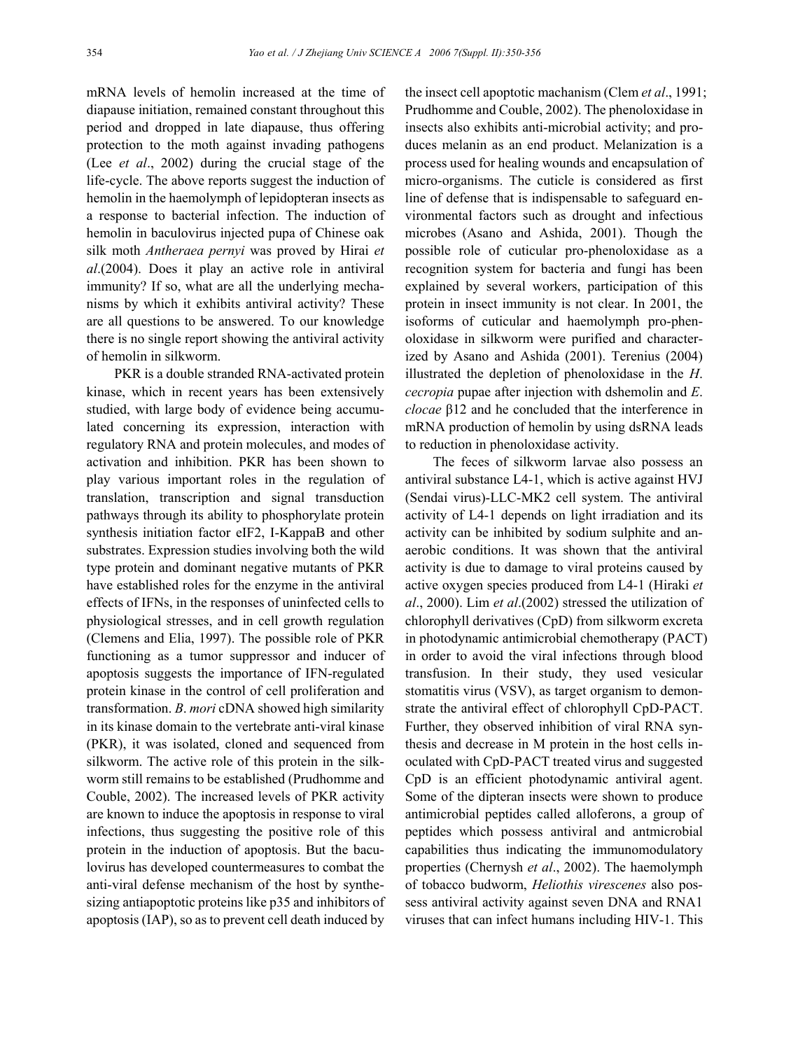mRNA levels of hemolin increased at the time of diapause initiation, remained constant throughout this period and dropped in late diapause, thus offering protection to the moth against invading pathogens (Lee *et al*., 2002) during the crucial stage of the life-cycle. The above reports suggest the induction of hemolin in the haemolymph of lepidopteran insects as a response to bacterial infection. The induction of hemolin in baculovirus injected pupa of Chinese oak silk moth *Antheraea pernyi* was proved by Hirai *et al*.(2004). Does it play an active role in antiviral immunity? If so, what are all the underlying mechanisms by which it exhibits antiviral activity? These are all questions to be answered. To our knowledge there is no single report showing the antiviral activity of hemolin in silkworm.

PKR is a double stranded RNA-activated protein kinase, which in recent years has been extensively studied, with large body of evidence being accumulated concerning its expression, interaction with regulatory RNA and protein molecules, and modes of activation and inhibition. PKR has been shown to play various important roles in the regulation of translation, transcription and signal transduction pathways through its ability to phosphorylate protein synthesis initiation factor eIF2, I-KappaB and other substrates. Expression studies involving both the wild type protein and dominant negative mutants of PKR have established roles for the enzyme in the antiviral effects of IFNs, in the responses of uninfected cells to physiological stresses, and in cell growth regulation (Clemens and Elia, 1997). The possible role of PKR functioning as a tumor suppressor and inducer of apoptosis suggests the importance of IFN-regulated protein kinase in the control of cell proliferation and transformation. *B*. *mori* cDNA showed high similarity in its kinase domain to the vertebrate anti-viral kinase (PKR), it was isolated, cloned and sequenced from silkworm. The active role of this protein in the silkworm still remains to be established (Prudhomme and Couble, 2002). The increased levels of PKR activity are known to induce the apoptosis in response to viral infections, thus suggesting the positive role of this protein in the induction of apoptosis. But the baculovirus has developed countermeasures to combat the anti-viral defense mechanism of the host by synthesizing antiapoptotic proteins like p35 and inhibitors of apoptosis (IAP), so as to prevent cell death induced by the insect cell apoptotic machanism (Clem *et al*., 1991; Prudhomme and Couble, 2002). The phenoloxidase in insects also exhibits anti-microbial activity; and produces melanin as an end product. Melanization is a process used for healing wounds and encapsulation of micro-organisms. The cuticle is considered as first line of defense that is indispensable to safeguard environmental factors such as drought and infectious microbes (Asano and Ashida, 2001). Though the possible role of cuticular pro-phenoloxidase as a recognition system for bacteria and fungi has been explained by several workers, participation of this protein in insect immunity is not clear. In 2001, the isoforms of cuticular and haemolymph pro-phenoloxidase in silkworm were purified and characterized by Asano and Ashida (2001). Terenius (2004) illustrated the depletion of phenoloxidase in the *H*. *cecropia* pupae after injection with dshemolin and *E*. *clocae* β12 and he concluded that the interference in mRNA production of hemolin by using dsRNA leads to reduction in phenoloxidase activity.

The feces of silkworm larvae also possess an antiviral substance L4-1, which is active against HVJ (Sendai virus)-LLC-MK2 cell system. The antiviral activity of L4-1 depends on light irradiation and its activity can be inhibited by sodium sulphite and anaerobic conditions. It was shown that the antiviral activity is due to damage to viral proteins caused by active oxygen species produced from L4-1 (Hiraki *et al*., 2000). Lim *et al*.(2002) stressed the utilization of chlorophyll derivatives (CpD) from silkworm excreta in photodynamic antimicrobial chemotherapy (PACT) in order to avoid the viral infections through blood transfusion. In their study, they used vesicular stomatitis virus (VSV), as target organism to demonstrate the antiviral effect of chlorophyll CpD-PACT. Further, they observed inhibition of viral RNA synthesis and decrease in M protein in the host cells inoculated with CpD-PACT treated virus and suggested CpD is an efficient photodynamic antiviral agent. Some of the dipteran insects were shown to produce antimicrobial peptides called alloferons, a group of peptides which possess antiviral and antmicrobial capabilities thus indicating the immunomodulatory properties (Chernysh *et al*., 2002). The haemolymph of tobacco budworm, *Heliothis virescenes* also possess antiviral activity against seven DNA and RNA1 viruses that can infect humans including HIV-1. This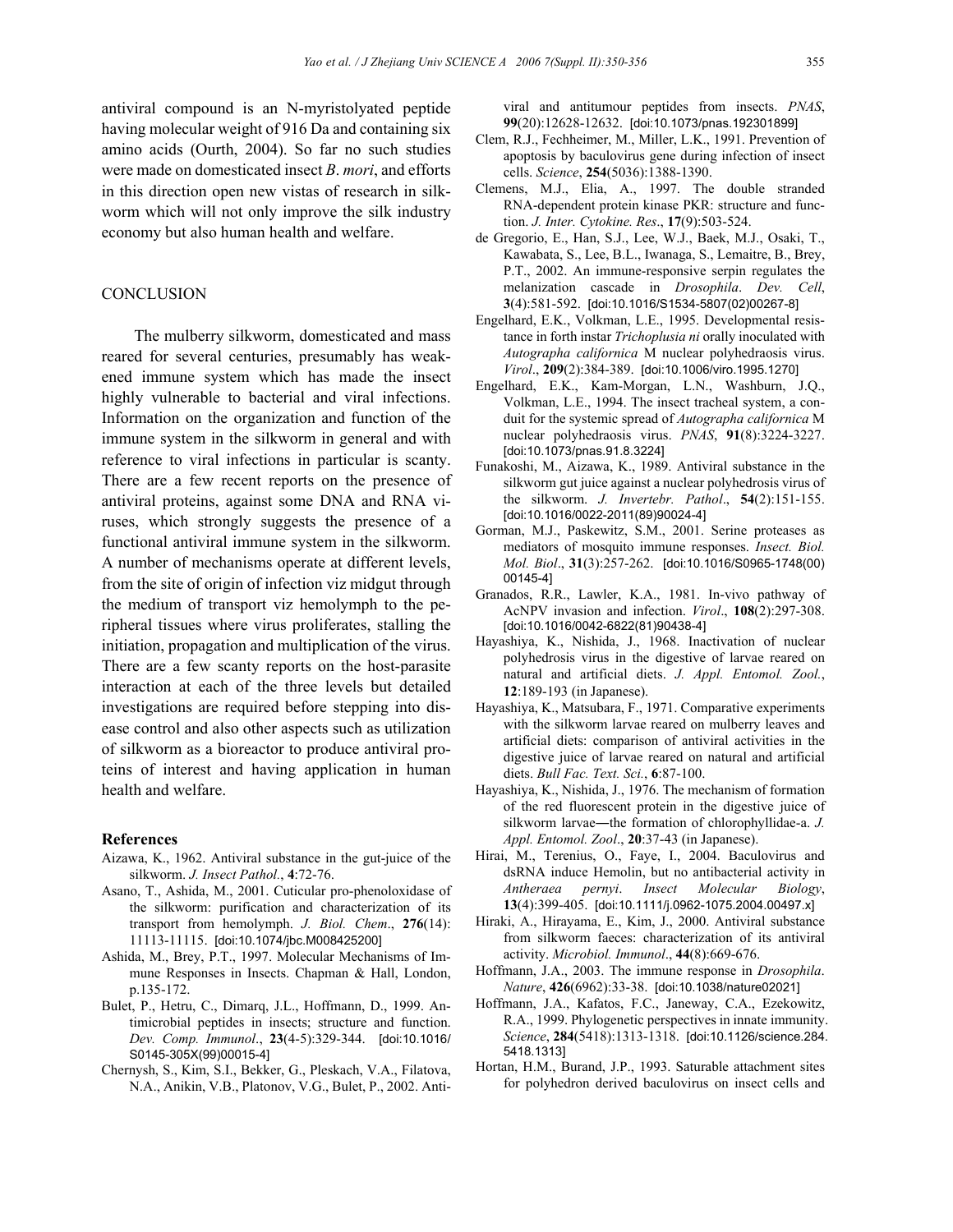antiviral compound is an N-myristolyated peptide having molecular weight of 916 Da and containing six amino acids (Ourth, 2004). So far no such studies were made on domesticated insect *B. mori*, and efforts in this direction open new vistas of research in silkworm which will not only improve the silk industry economy but also human health and welfare.

## CONCLUSION

The mulberry silkworm, domesticated and mass reared for several centuries, presumably has weakened immune system which has made the insect highly vulnerable to bacterial and viral infections. Information on the organization and function of the immune system in the silkworm in general and with reference to viral infections in particular is scanty. There are a few recent reports on the presence of antiviral proteins, against some DNA and RNA viruses, which strongly suggests the presence of a functional antiviral immune system in the silkworm. A number of mechanisms operate at different levels, from the site of origin of infection viz midgut through the medium of transport viz hemolymph to the peripheral tissues where virus proliferates, stalling the initiation, propagation and multiplication of the virus. There are a few scanty reports on the host-parasite interaction at each of the three levels but detailed investigations are required before stepping into disease control and also other aspects such as utilization of silkworm as a bioreactor to produce antiviral proteins of interest and having application in human health and welfare.

## References

Aizawa, K., 1962. Antiviral substance in the gut-juice of the silkworm. *J. Insect Pathol.*, **4**:72-76.

Asano, T., Ashida, M., 2001. Cuticular pro-phenoloxidase of the silkworm: purification and characterization of its transport from hemolymph. *J. Biol. Chem*., **276**(14): 11113-11115. [doi:10.1074/jbc.M008425200]

Ashida, M., Brey, P.T., 1997. Molecular Mechanisms of Immune Responses in Insects. Chapman & Hall, London, p.135-172.

Bulet, P., Hetru, C., Dimarq, J.L., Hoffmann, D., 1999. Antimicrobial peptides in insects; structure and function. *Dev. Comp. Immunol*., **23**(4-5):329-344. [doi:10.1016/S0145-305X(99)00015-4]

Chernysh, S., Kim, S.I., Bekker, G., Pleskach, V.A., Filatova, N.A., Anikin, V.B., Platonov, V.G., Bulet, P., 2002. Antiviral and antitumour peptides from insects. *PNAS*, **99**(20):12628-12632. [doi:10.1073/pnas.192301899]

Clem, R.J., Fechheimer, M., Miller, L.K., 1991. Prevention of apoptosis by baculovirus gene during infection of insect cells. *Science*, **254**(5036):1388-1390.

Clemens, M.J., Elia, A., 1997. The double stranded RNA-dependent protein kinase PKR: structure and function. *J. Inter. Cytokine. Res*., **17**(9):503-524.

de Gregorio, E., Han, S.J., Lee, W.J., Baek, M.J., Osaki, T., Kawabata, S., Lee, B.L., Iwanaga, S., Lemaitre, B., Brey, P.T., 2002. An immune-responsive serpin regulates the melanization cascade in *Drosophila*. *Dev. Cell*, **3**(4):581-592. [doi:10.1016/S1534-5807(02)00267-8]

Engelhard, E.K., Volkman, L.E., 1995. Developmental resistance in forth instar *Trichoplusia ni* orally inoculated with *Autographa californica* M nuclear polyhedraosis virus. *Virol*., **209**(2):384-389. [doi:10.1006/viro.1995.1270]

Engelhard, E.K., Kam-Morgan, L.N., Washburn, J.Q., Volkman, L.E., 1994. The insect tracheal system, a conduit for the systemic spread of *Autographa californica* M nuclear polyhedraosis virus. *PNAS*, **91**(8):3224-3227. [doi:10.1073/pnas.91.8.3224]

Funakoshi, M., Aizawa, K., 1989. Antiviral substance in the silkworm gut juice against a nuclear polyhedrosis virus of the silkworm. *J. Invertebr. Pathol*., **54**(2):151-155. [doi:10.1016/0022-2011(89)90024-4]

Gorman, M.J., Paskewitz, S.M., 2001. Serine proteases as mediators of mosquito immune responses. *Insect. Biol. Mol. Biol*., **31**(3):257-262. [doi:10.1016/S0965-1748(00)00145-4]

Granados, R.R., Lawler, K.A., 1981. In-vivo pathway of AcNPV invasion and infection. *Virol*., **108**(2):297-308. [doi:10.1016/0042-6822(81)90438-4]

Hayashiya, K., Nishida, J., 1968. Inactivation of nuclear polyhedrosis virus in the digestive of larvae reared on natural and artificial diets. *J. Appl. Entomol. Zool.*, **12**:189-193 (in Japanese).

Hayashiya, K., Matsubara, F., 1971. Comparative experiments with the silkworm larvae reared on mulberry leaves and artificial diets: comparison of antiviral activities in the digestive juice of larvae reared on natural and artificial diets. *Bull Fac. Text. Sci.*, **6**:87-100.

Hayashiya, K., Nishida, J., 1976. The mechanism of formation of the red fluorescent protein in the digestive juice of silkworm larvae―the formation of chlorophyllidae-a. *J. Appl. Entomol. Zool*., **20**:37-43 (in Japanese).

Hirai, M., Terenius, O., Faye, I., 2004. Baculovirus and dsRNA induce Hemolin, but no antibacterial activity in *Antheraea pernyi*. *Insect Molecular Biology*, **13**(4):399-405. [doi:10.1111/j.0962-1075.2004.00497.x]

Hiraki, A., Hirayama, E., Kim, J., 2000. Antiviral substance from silkworm faeces: characterization of its antiviral activity. *Microbiol. Immunol*., **44**(8):669-676.

Hoffmann, J.A., 2003. The immune response in *Drosophila*. *Nature*, **426**(6962):33-38. [doi:10.1038/nature02021]

Hoffmann, J.A., Kafatos, F.C., Janeway, C.A., Ezekowitz, R.A., 1999. Phylogenetic perspectives in innate immunity. *Science*, **284**(5418):1313-1318. [doi:10.1126/science.284.5418.1313]

Hortan, H.M., Burand, J.P., 1993. Saturable attachment sites for polyhedron derived baculovirus on insect cells and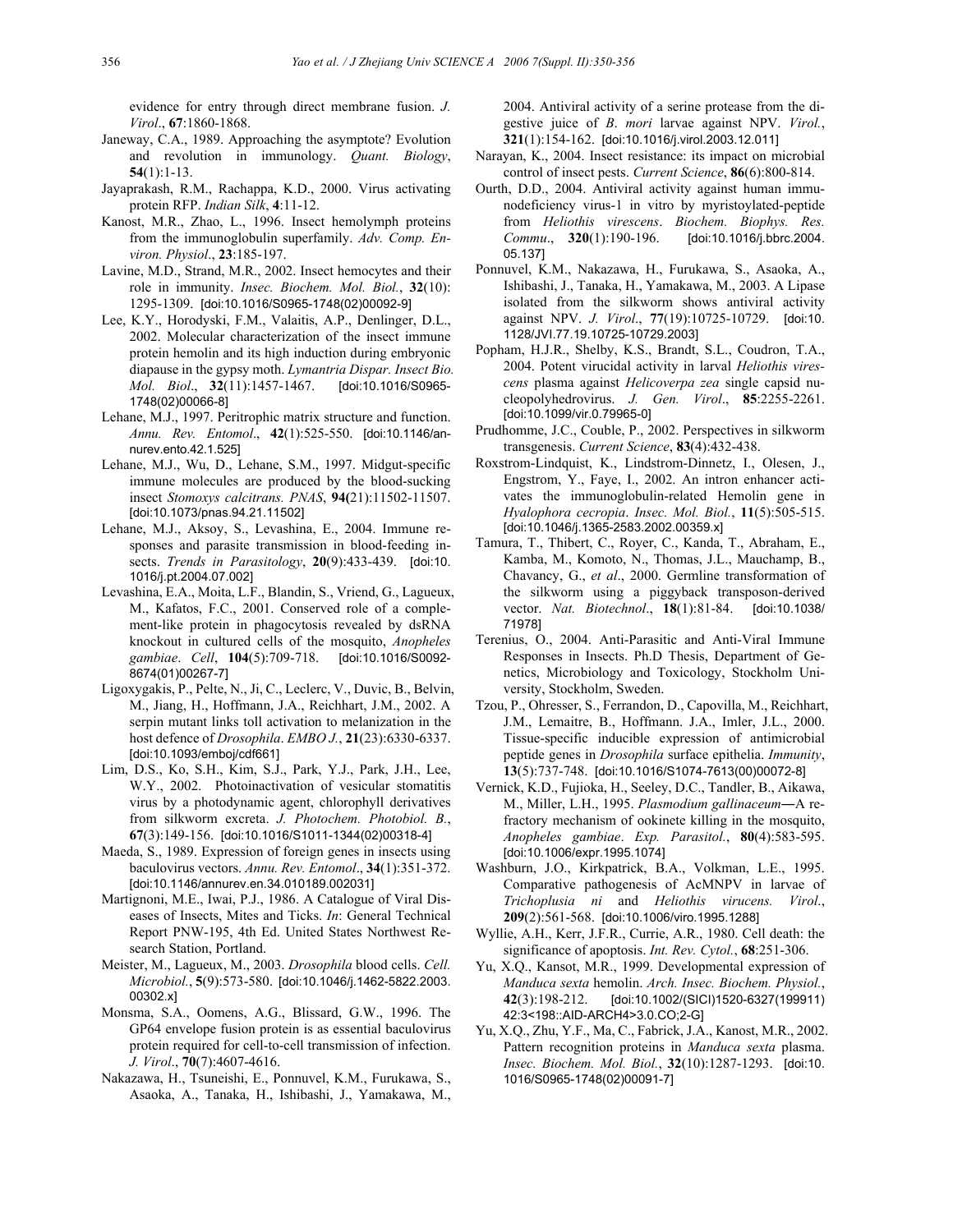evidence for entry through direct membrane fusion. *J. Virol*., **67**:1860-1868.

Janeway, C.A., 1989. Approaching the asymptote? Evolution and revolution in immunology. *Quant. Biology*, **54**(1):1-13.

Jayaprakash, R.M., Rachappa, K.D., 2000. Virus activating protein RFP. *Indian Silk*, **4**:11-12.

Kanost, M.R., Zhao, L., 1996. Insect hemolymph proteins from the immunoglobulin superfamily. *Adv. Comp. Environ. Physiol*., **23**:185-197.

Lavine, M.D., Strand, M.R., 2002. Insect hemocytes and their role in immunity. *Insec. Biochem. Mol. Biol.*, **32**(10): 1295-1309. [doi:10.1016/S0965-1748(02)00092-9]

Lee, K.Y., Horodyski, F.M., Valaitis, A.P., Denlinger, D.L., 2002. Molecular characterization of the insect immune protein hemolin and its high induction during embryonic diapause in the gypsy moth. *Lymantria Dispar. Insect Bio. Mol. Biol*., **32**(11):1457-1467. [doi:10.1016/S0965-1748(02)00066-8]

Lehane, M.J., 1997. Peritrophic matrix structure and function. *Annu. Rev. Entomol*., **42**(1):525-550. [doi:10.1146/annurev.ento.42.1.525]

Lehane, M.J., Wu, D., Lehane, S.M., 1997. Midgut-specific immune molecules are produced by the blood-sucking insect *Stomoxys calcitrans. PNAS*, **94(**21):11502-11507. [doi:10.1073/pnas.94.21.11502]

Lehane, M.J., Aksoy, S., Levashina, E., 2004. Immune responses and parasite transmission in blood-feeding insects. *Trends in Parasitology*, **20**(9):433-439. [doi:10.1016/j.pt.2004.07.002]

Levashina, E.A., Moita, L.F., Blandin, S., Vriend, G., Lagueux, M., Kafatos, F.C., 2001. Conserved role of a complement-like protein in phagocytosis revealed by dsRNA knockout in cultured cells of the mosquito, *Anopheles gambiae*. *Cell*, **104**(5):709-718. [doi:10.1016/S0092-8674(01)00267-7]

Ligoxygakis, P., Pelte, N., Ji, C., Leclerc, V., Duvic, B., Belvin, M., Jiang, H., Hoffmann, J.A., Reichhart, J.M., 2002. A serpin mutant links toll activation to melanization in the host defence of *Drosophila*. *EMBO J.*, **21**(23):6330-6337. [doi:10.1093/emboj/cdf661]

Lim, D.S., Ko, S.H., Kim, S.J., Park, Y.J., Park, J.H., Lee, W.Y., 2002. Photoinactivation of vesicular stomatitis virus by a photodynamic agent, chlorophyll derivatives from silkworm excreta. *J. Photochem. Photobiol. B*., **67**(3):149-156. [doi:10.1016/S1011-1344(02)00318-4]

Maeda, S., 1989. Expression of foreign genes in insects using baculovirus vectors. *Annu. Rev. Entomol*., **34**(1):351-372. [doi:10.1146/annurev.en.34.010189.002031]

Martignoni, M.E., Iwai, P.J., 1986. A Catalogue of Viral Diseases of Insects, Mites and Ticks. *In*: General Technical Report PNW-195, 4th Ed. United States Northwest Research Station, Portland.

Meister, M., Lagueux, M., 2003. *Drosophila* blood cells. *Cell. Microbiol.*, **5**(9):573-580. [doi:10.1046/j.1462-5822.2003.00302.x]

Monsma, S.A., Oomens, A.G., Blissard, G.W., 1996. The GP64 envelope fusion protein is as essential baculovirus protein required for cell-to-cell transmission of infection. *J. Virol*., **70**(7):4607-4616.

Nakazawa, H., Tsuneishi, E., Ponnuvel, K.M., Furukawa, S., Asaoka, A., Tanaka, H., Ishibashi, J., Yamakawa, M., 2004. Antiviral activity of a serine protease from the digestive juice of *B. mori* larvae against NPV. *Virol.*, **321**(1):154-162. [doi:10.1016/j.virol.2003.12.011]

Narayan, K., 2004. Insect resistance: its impact on microbial control of insect pests. *Current Science*, **86**(6):800-814.

Ourth, D.D., 2004. Antiviral activity against human immunodeficiency virus-1 in vitro by myristoylated-peptide from *Heliothis virescens*. *Biochem. Biophys. Res. Commu*., **320**(1):190-196. [doi:10.1016/j.bbrc.2004.05.137]

Ponnuvel, K.M., Nakazawa, H., Furukawa, S., Asaoka, A., Ishibashi, J., Tanaka, H., Yamakawa, M., 2003. A Lipase isolated from the silkworm shows antiviral activity against NPV. *J. Virol*., **77**(19):10725-10729. [doi:10.1128/JVI.77.19.10725-10729.2003]

Popham, H.J.R., Shelby, K.S., Brandt, S.L., Coudron, T.A., 2004. Potent virucidal activity in larval *Heliothis virescens* plasma against *Helicoverpa zea* single capsid nucleopolyhedrovirus. *J. Gen. Virol*., **85**:2255-2261. [doi:10.1099/vir.0.79965-0]

Prudhomme, J.C., Couble, P., 2002. Perspectives in silkworm transgenesis. *Current Science*, **83**(4):432-438.

Roxstrom-Lindquist, K., Lindstrom-Dinnetz, I., Olesen, J., Engstrom, Y., Faye, I., 2002. An intron enhancer activates the immunoglobulin-related Hemolin gene in *Hyalophora cecropia*. *Insec. Mol. Biol.*, **11**(5):505-515. [doi:10.1046/j.1365-2583.2002.00359.x]

Tamura, T., Thibert, C., Royer, C., Kanda, T., Abraham, E., Kamba, M., Komoto, N., Thomas, J.L., Mauchamp, B., Chavancy, G., *et al*., 2000. Germline transformation of the silkworm using a piggyback transposon-derived vector. *Nat. Biotechnol*., **18**(1):81-84. [doi:10.1038/71978]

Terenius, O., 2004. Anti-Parasitic and Anti-Viral Immune Responses in Insects. Ph.D Thesis, Department of Genetics, Microbiology and Toxicology, Stockholm University, Stockholm, Sweden.

Tzou, P., Ohresser, S., Ferrandon, D., Capovilla, M., Reichhart, J.M., Lemaitre, B., Hoffmann. J.A., Imler, J.L., 2000. Tissue-specific inducible expression of antimicrobial peptide genes in *Drosophila* surface epithelia. *Immunity*, **13**(5):737-748. [doi:10.1016/S1074-7613(00)00072-8]

Vernick, K.D., Fujioka, H., Seeley, D.C., Tandler, B., Aikawa, M., Miller, L.H., 1995. *Plasmodium gallinaceum*—A refractory mechanism of ookinete killing in the mosquito, *Anopheles gambiae*. *Exp. Parasitol.*, **80**(4):583-595. [doi:10.1006/expr.1995.1074]

Washburn, J.O., Kirkpatrick, B.A., Volkman, L.E., 1995. Comparative pathogenesis of AcMNPV in larvae of *Trichoplusia ni* and *Heliothis virucens. Virol*., **209**(2):561-568. [doi:10.1006/viro.1995.1288]

Wyllie, A.H., Kerr, J.F.R., Currie, A.R., 1980. Cell death: the significance of apoptosis. *Int. Rev. Cytol.*, **68**:251-306.

Yu, X.Q., Kansot, M.R., 1999. Developmental expression of *Manduca sexta* hemolin. *Arch. Insec. Biochem. Physiol.*, **42**(3):198-212. [doi:10.1002/(SICI)1520-6327(199911)42:3<198::AID-ARCH4>3.0.CO;2-G]

Yu, X.Q., Zhu, Y.F., Ma, C., Fabrick, J.A., Kanost, M.R., 2002. Pattern recognition proteins in *Manduca sexta* plasma. *Insec. Biochem. Mol. Biol.*, **32**(10):1287-1293. [doi:10.1016/S0965-1748(02)00091-7]